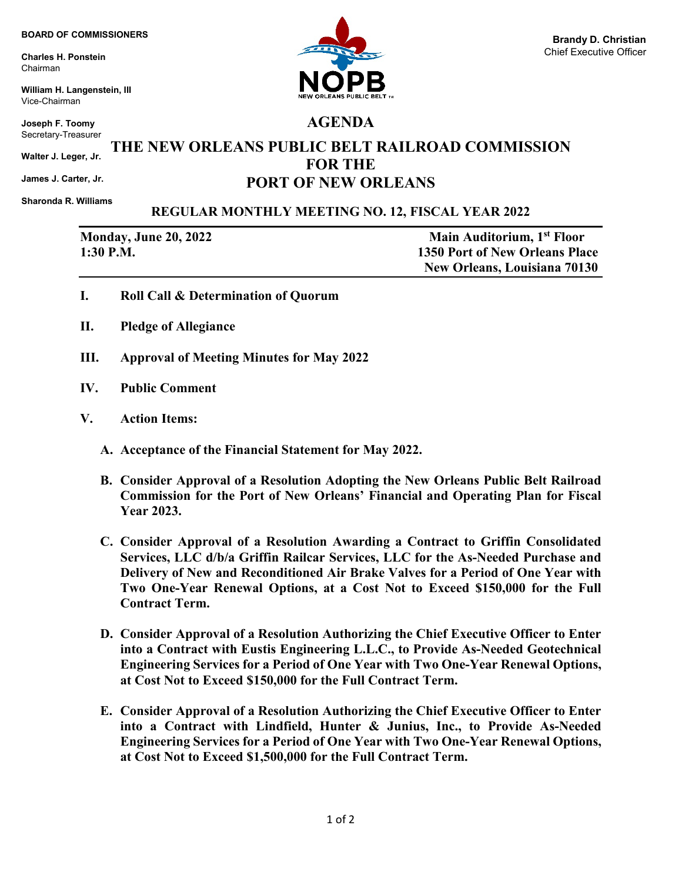**BOARD OF COMMISSIONERS**

**Charles H. Ponstein**
Chairman

**William H. Langenstein, III**
Vice-Chairman

**Joseph F. Toomy**
Secretary-Treasurer

**Walter J. Leger, Jr.**

**James J. Carter, Jr.**

**Sharonda R. Williams**

**Brandy D. Christian**
Chief Executive Officer

NOPB
NEW ORLEANS PUBLIC BELT

# AGENDA

# THE NEW ORLEANS PUBLIC BELT RAILROAD COMMISSION FOR THE PORT OF NEW ORLEANS

## REGULAR MONTHLY MEETING NO. 12, FISCAL YEAR 2022

**Monday, June 20, 2022**
**1:30 P.M.**

**Main Auditorium, 1st Floor**
**1350 Port of New Orleans Place**
**New Orleans, Louisiana 70130**

**I. Roll Call & Determination of Quorum**

**II. Pledge of Allegiance**

**III. Approval of Meeting Minutes for May 2022**

**IV. Public Comment**

**V. Action Items:**

**A. Acceptance of the Financial Statement for May 2022.**

**B. Consider Approval of a Resolution Adopting the New Orleans Public Belt Railroad Commission for the Port of New Orleans' Financial and Operating Plan for Fiscal Year 2023.**

**C. Consider Approval of a Resolution Awarding a Contract to Griffin Consolidated Services, LLC d/b/a Griffin Railcar Services, LLC for the As-Needed Purchase and Delivery of New and Reconditioned Air Brake Valves for a Period of One Year with Two One-Year Renewal Options, at a Cost Not to Exceed $150,000 for the Full Contract Term.**

**D. Consider Approval of a Resolution Authorizing the Chief Executive Officer to Enter into a Contract with Eustis Engineering L.L.C., to Provide As-Needed Geotechnical Engineering Services for a Period of One Year with Two One-Year Renewal Options, at Cost Not to Exceed $150,000 for the Full Contract Term.**

**E. Consider Approval of a Resolution Authorizing the Chief Executive Officer to Enter into a Contract with Lindfield, Hunter & Junius, Inc., to Provide As-Needed Engineering Services for a Period of One Year with Two One-Year Renewal Options, at Cost Not to Exceed $1,500,000 for the Full Contract Term.**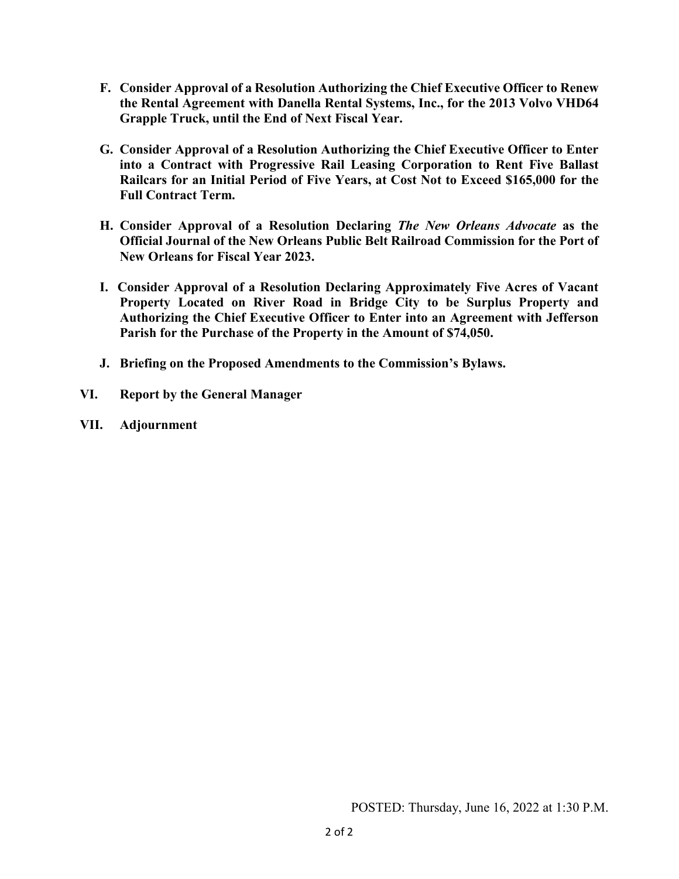F. **Consider Approval of a Resolution Authorizing the Chief Executive Officer to Renew the Rental Agreement with Danella Rental Systems, Inc., for the 2013 Volvo VHD64 Grapple Truck, until the End of Next Fiscal Year.**

G. **Consider Approval of a Resolution Authorizing the Chief Executive Officer to Enter into a Contract with Progressive Rail Leasing Corporation to Rent Five Ballast Railcars for an Initial Period of Five Years, at Cost Not to Exceed $165,000 for the Full Contract Term.**

H. **Consider Approval of a Resolution Declaring *The New Orleans Advocate* as the Official Journal of the New Orleans Public Belt Railroad Commission for the Port of New Orleans for Fiscal Year 2023.**

I. **Consider Approval of a Resolution Declaring Approximately Five Acres of Vacant Property Located on River Road in Bridge City to be Surplus Property and Authorizing the Chief Executive Officer to Enter into an Agreement with Jefferson Parish for the Purchase of the Property in the Amount of $74,050.**

J. **Briefing on the Proposed Amendments to the Commission's Bylaws.**

**VI. Report by the General Manager**

**VII. Adjournment**

POSTED: Thursday, June 16, 2022 at 1:30 P.M.